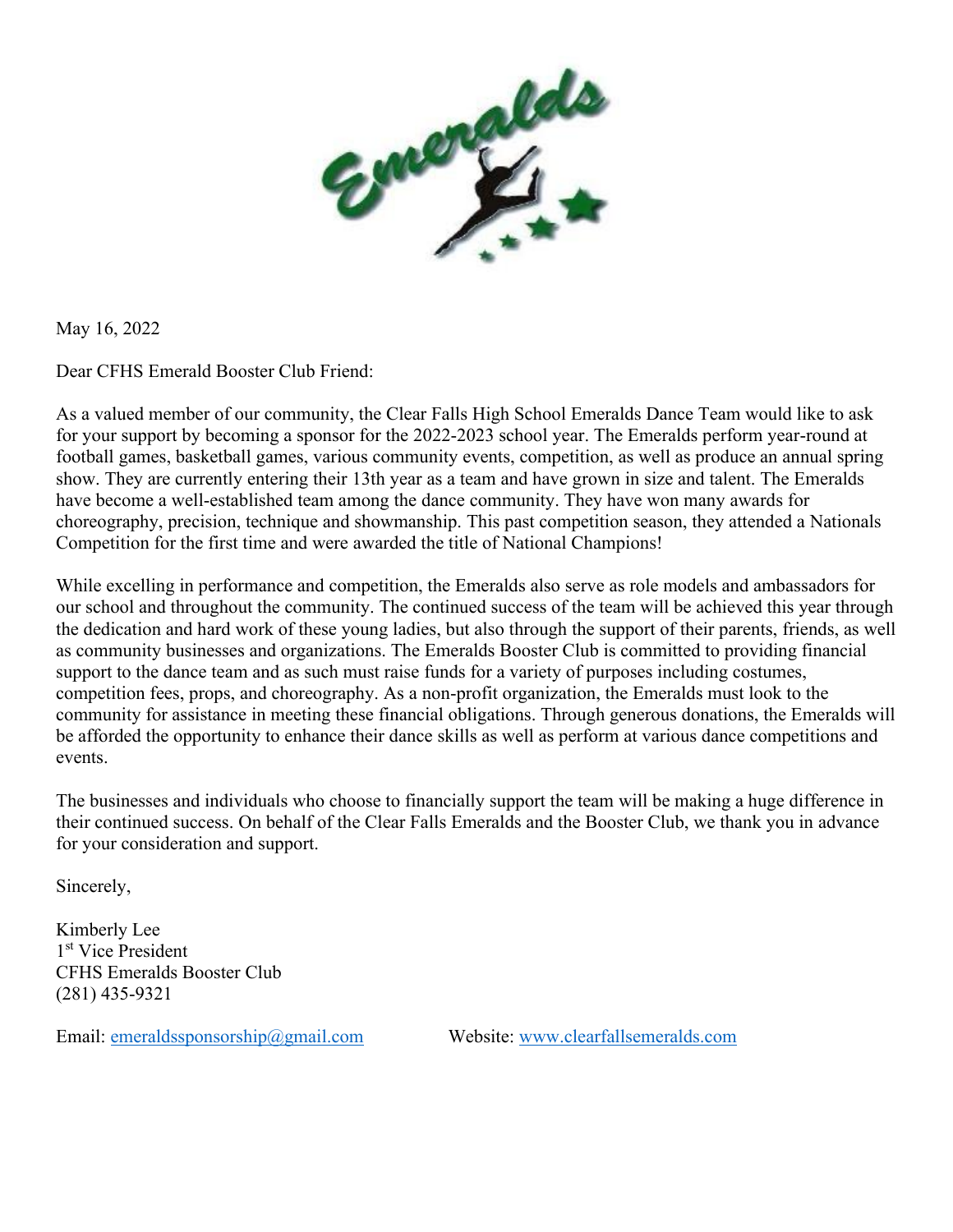May 16, 2022

Dear CFHS Emerald Booster Club Friend:

As a valued member of our community, the Clear Falls High School Emeralds Dance Team would like to ask for your support by becoming a sponsor for the 2022-2023 school year. The Emeralds perform year-round at football games, basketball games, various community events, competition, as well as produce an annual spring show. They are currently entering their 13th year as a team and have grown in size and talent. The Emeralds have become a well-established team among the dance community. They have won many awards for choreography, precision, technique and showmanship. This past competition season, they attended a Nationals Competition for the first time and were awarded the title of National Champions!

While excelling in performance and competition, the Emeralds also serve as role models and ambassadors for our school and throughout the community. The continued success of the team will be achieved this year through the dedication and hard work of these young ladies, but also through the support of their parents, friends, as well as community businesses and organizations. The Emeralds Booster Club is committed to providing financial support to the dance team and as such must raise funds for a variety of purposes including costumes, competition fees, props, and choreography. As a non-profit organization, the Emeralds must look to the community for assistance in meeting these financial obligations. Through generous donations, the Emeralds will be afforded the opportunity to enhance their dance skills as well as perform at various dance competitions and events.

The businesses and individuals who choose to financially support the team will be making a huge difference in their continued success. On behalf of the Clear Falls Emeralds and the Booster Club, we thank you in advance for your consideration and support.

Sincerely,

Kimberly Lee
1st Vice President
CFHS Emeralds Booster Club
(281) 435-9321

Email: emeraldssponsorship@gmail.com Website: www.clearfallsemeralds.com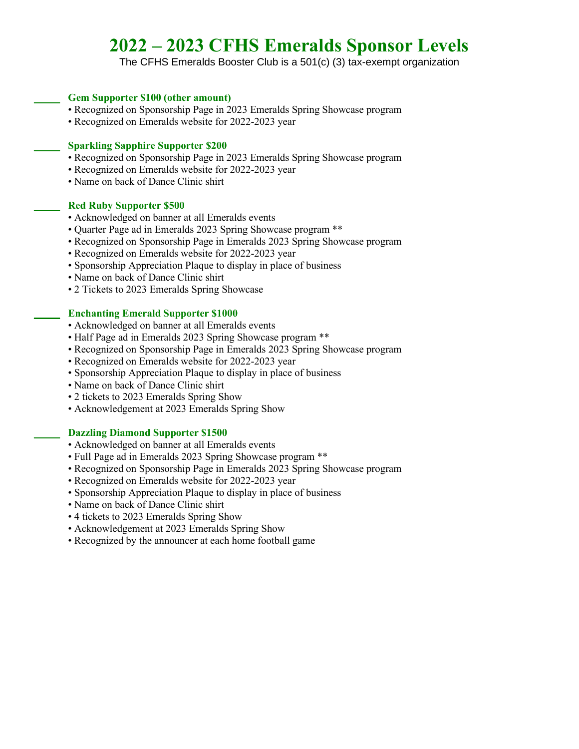# 2022 – 2023 CFHS Emeralds Sponsor Levels

The CFHS Emeralds Booster Club is a 501(c) (3) tax-exempt organization

_____ **Gem Supporter $100 (other amount)**

- Recognized on Sponsorship Page in 2023 Emeralds Spring Showcase program
- Recognized on Emeralds website for 2022-2023 year

_____ **Sparkling Sapphire Supporter $200**

- Recognized on Sponsorship Page in 2023 Emeralds Spring Showcase program
- Recognized on Emeralds website for 2022-2023 year
- Name on back of Dance Clinic shirt

_____ **Red Ruby Supporter $500**

- Acknowledged on banner at all Emeralds events
- Quarter Page ad in Emeralds 2023 Spring Showcase program **
- Recognized on Sponsorship Page in Emeralds 2023 Spring Showcase program
- Recognized on Emeralds website for 2022-2023 year
- Sponsorship Appreciation Plaque to display in place of business
- Name on back of Dance Clinic shirt
- 2 Tickets to 2023 Emeralds Spring Showcase

_____ **Enchanting Emerald Supporter $1000**

- Acknowledged on banner at all Emeralds events
- Half Page ad in Emeralds 2023 Spring Showcase program **
- Recognized on Sponsorship Page in Emeralds 2023 Spring Showcase program
- Recognized on Emeralds website for 2022-2023 year
- Sponsorship Appreciation Plaque to display in place of business
- Name on back of Dance Clinic shirt
- 2 tickets to 2023 Emeralds Spring Show
- Acknowledgement at 2023 Emeralds Spring Show

_____ **Dazzling Diamond Supporter $1500**

- Acknowledged on banner at all Emeralds events
- Full Page ad in Emeralds 2023 Spring Showcase program **
- Recognized on Sponsorship Page in Emeralds 2023 Spring Showcase program
- Recognized on Emeralds website for 2022-2023 year
- Sponsorship Appreciation Plaque to display in place of business
- Name on back of Dance Clinic shirt
- 4 tickets to 2023 Emeralds Spring Show
- Acknowledgement at 2023 Emeralds Spring Show
- Recognized by the announcer at each home football game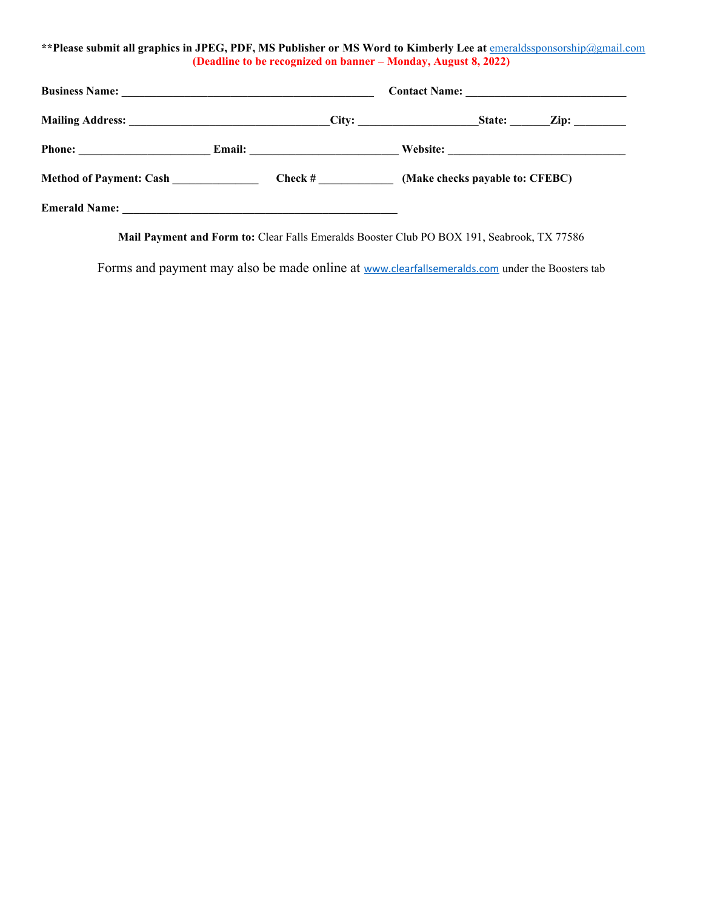**Please submit all graphics in JPEG, PDF, MS Publisher or MS Word to Kimberly Lee at emeraldssponsorship@gmail.com**

**(Deadline to be recognized on banner – Monday, August 8, 2022)**

**Business Name:** ___________________________________________ **Contact Name:** ___________________________

**Mailing Address:** __________________________________ **City:** ____________________ **State:** _______ **Zip:** _________

**Phone:** ______________________ **Email:** _________________________ **Website:** ______________________________

**Method of Payment: Cash** ______________ **Check #** _____________ **(Make checks payable to: CFEBC)**

**Emerald Name:** _______________________________________________

**Mail Payment and Form to:** Clear Falls Emeralds Booster Club PO BOX 191, Seabrook, TX 77586

Forms and payment may also be made online at www.clearfallsemeralds.com under the Boosters tab